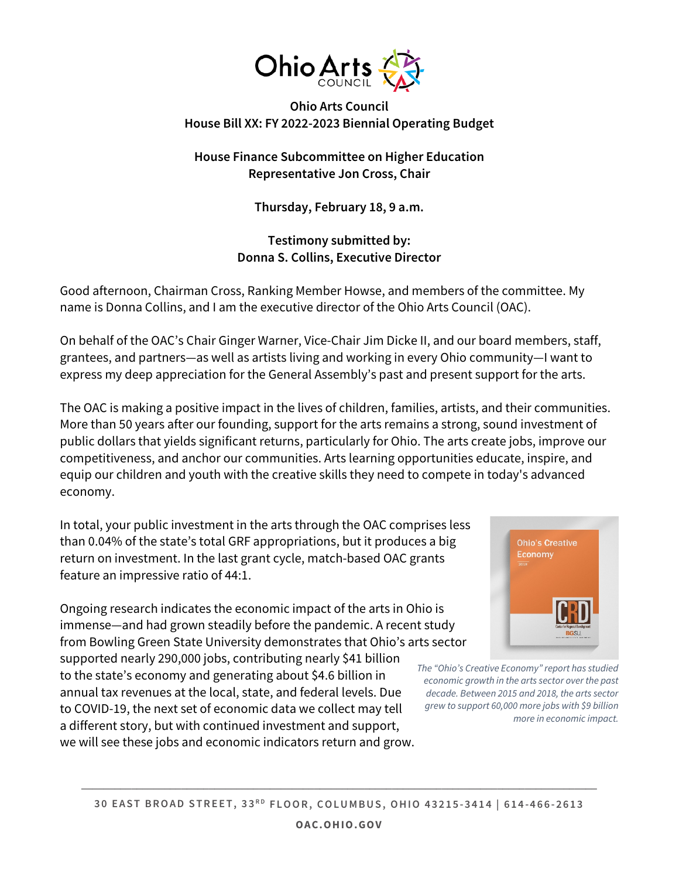**Ohio Arts Council**
**House Bill XX: FY 2022-2023 Biennial Operating Budget**

**House Finance Subcommittee on Higher Education**
**Representative Jon Cross, Chair**

**Thursday, February 18, 9 a.m.**

**Testimony submitted by:**
**Donna S. Collins, Executive Director**

Good afternoon, Chairman Cross, Ranking Member Howse, and members of the committee. My name is Donna Collins, and I am the executive director of the Ohio Arts Council (OAC).

On behalf of the OAC's Chair Ginger Warner, Vice-Chair Jim Dicke II, and our board members, staff, grantees, and partners—as well as artists living and working in every Ohio community—I want to express my deep appreciation for the General Assembly's past and present support for the arts.

The OAC is making a positive impact in the lives of children, families, artists, and their communities. More than 50 years after our founding, support for the arts remains a strong, sound investment of public dollars that yields significant returns, particularly for Ohio. The arts create jobs, improve our competitiveness, and anchor our communities. Arts learning opportunities educate, inspire, and equip our children and youth with the creative skills they need to compete in today's advanced economy.

In total, your public investment in the arts through the OAC comprises less than 0.04% of the state's total GRF appropriations, but it produces a big return on investment. In the last grant cycle, match-based OAC grants feature an impressive ratio of 44:1.

Ongoing research indicates the economic impact of the arts in Ohio is immense—and had grown steadily before the pandemic. A recent study from Bowling Green State University demonstrates that Ohio's arts sector supported nearly 290,000 jobs, contributing nearly $41 billion to the state's economy and generating about $4.6 billion in annual tax revenues at the local, state, and federal levels. Due to COVID-19, the next set of economic data we collect may tell a different story, but with continued investment and support, we will see these jobs and economic indicators return and grow.

*The "Ohio's Creative Economy" report has studied economic growth in the arts sector over the past decade. Between 2015 and 2018, the arts sector grew to support 60,000 more jobs with $9 billion more in economic impact.*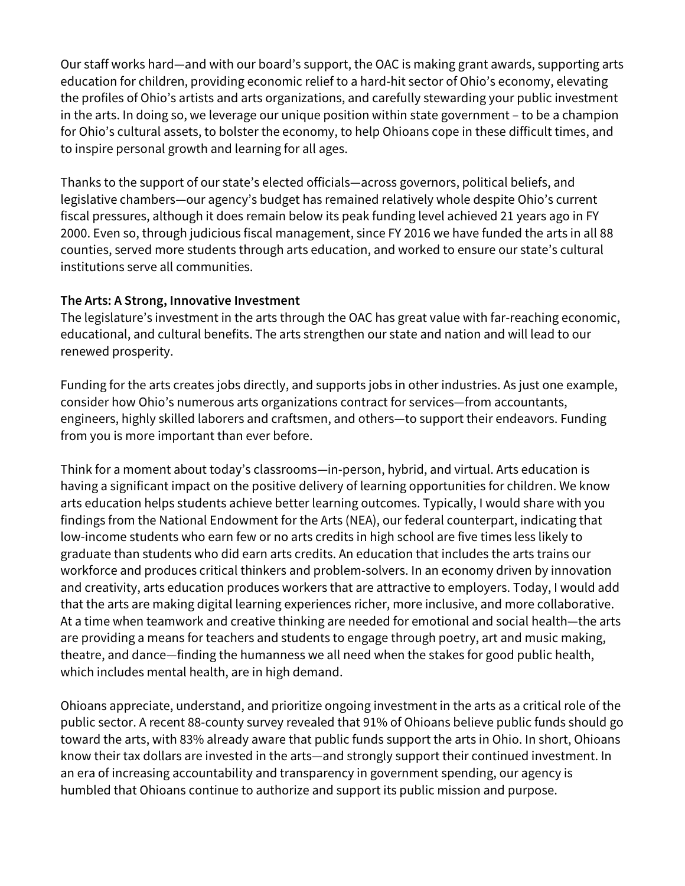Our staff works hard—and with our board's support, the OAC is making grant awards, supporting arts education for children, providing economic relief to a hard-hit sector of Ohio's economy, elevating the profiles of Ohio's artists and arts organizations, and carefully stewarding your public investment in the arts. In doing so, we leverage our unique position within state government – to be a champion for Ohio's cultural assets, to bolster the economy, to help Ohioans cope in these difficult times, and to inspire personal growth and learning for all ages.

Thanks to the support of our state's elected officials—across governors, political beliefs, and legislative chambers—our agency's budget has remained relatively whole despite Ohio's current fiscal pressures, although it does remain below its peak funding level achieved 21 years ago in FY 2000. Even so, through judicious fiscal management, since FY 2016 we have funded the arts in all 88 counties, served more students through arts education, and worked to ensure our state's cultural institutions serve all communities.

**The Arts: A Strong, Innovative Investment**

The legislature's investment in the arts through the OAC has great value with far-reaching economic, educational, and cultural benefits. The arts strengthen our state and nation and will lead to our renewed prosperity.

Funding for the arts creates jobs directly, and supports jobs in other industries. As just one example, consider how Ohio's numerous arts organizations contract for services—from accountants, engineers, highly skilled laborers and craftsmen, and others—to support their endeavors. Funding from you is more important than ever before.

Think for a moment about today's classrooms—in-person, hybrid, and virtual. Arts education is having a significant impact on the positive delivery of learning opportunities for children. We know arts education helps students achieve better learning outcomes. Typically, I would share with you findings from the National Endowment for the Arts (NEA), our federal counterpart, indicating that low-income students who earn few or no arts credits in high school are five times less likely to graduate than students who did earn arts credits. An education that includes the arts trains our workforce and produces critical thinkers and problem-solvers. In an economy driven by innovation and creativity, arts education produces workers that are attractive to employers. Today, I would add that the arts are making digital learning experiences richer, more inclusive, and more collaborative. At a time when teamwork and creative thinking are needed for emotional and social health—the arts are providing a means for teachers and students to engage through poetry, art and music making, theatre, and dance—finding the humanness we all need when the stakes for good public health, which includes mental health, are in high demand.

Ohioans appreciate, understand, and prioritize ongoing investment in the arts as a critical role of the public sector. A recent 88-county survey revealed that 91% of Ohioans believe public funds should go toward the arts, with 83% already aware that public funds support the arts in Ohio. In short, Ohioans know their tax dollars are invested in the arts—and strongly support their continued investment. In an era of increasing accountability and transparency in government spending, our agency is humbled that Ohioans continue to authorize and support its public mission and purpose.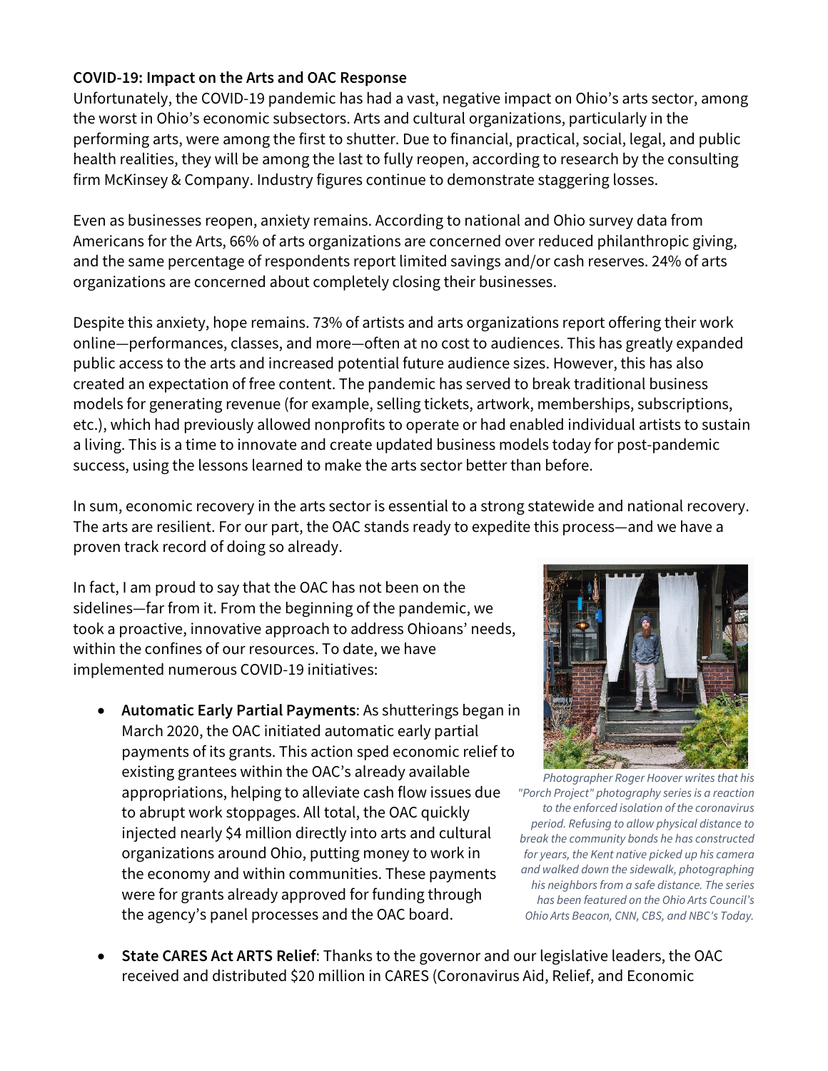**COVID-19: Impact on the Arts and OAC Response**

Unfortunately, the COVID-19 pandemic has had a vast, negative impact on Ohio's arts sector, among the worst in Ohio's economic subsectors. Arts and cultural organizations, particularly in the performing arts, were among the first to shutter. Due to financial, practical, social, legal, and public health realities, they will be among the last to fully reopen, according to research by the consulting firm McKinsey & Company. Industry figures continue to demonstrate staggering losses.

Even as businesses reopen, anxiety remains. According to national and Ohio survey data from Americans for the Arts, 66% of arts organizations are concerned over reduced philanthropic giving, and the same percentage of respondents report limited savings and/or cash reserves. 24% of arts organizations are concerned about completely closing their businesses.

Despite this anxiety, hope remains. 73% of artists and arts organizations report offering their work online—performances, classes, and more—often at no cost to audiences. This has greatly expanded public access to the arts and increased potential future audience sizes. However, this has also created an expectation of free content. The pandemic has served to break traditional business models for generating revenue (for example, selling tickets, artwork, memberships, subscriptions, etc.), which had previously allowed nonprofits to operate or had enabled individual artists to sustain a living. This is a time to innovate and create updated business models today for post-pandemic success, using the lessons learned to make the arts sector better than before.

In sum, economic recovery in the arts sector is essential to a strong statewide and national recovery. The arts are resilient. For our part, the OAC stands ready to expedite this process—and we have a proven track record of doing so already.

In fact, I am proud to say that the OAC has not been on the sidelines—far from it. From the beginning of the pandemic, we took a proactive, innovative approach to address Ohioans' needs, within the confines of our resources. To date, we have implemented numerous COVID-19 initiatives:

*Photographer Roger Hoover writes that his "Porch Project" photography series is a reaction to the enforced isolation of the coronavirus period. Refusing to allow physical distance to break the community bonds he has constructed for years, the Kent native picked up his camera and walked down the sidewalk, photographing his neighbors from a safe distance. The series has been featured on the Ohio Arts Council's Ohio Arts Beacon, CNN, CBS, and NBC's Today.*

- **Automatic Early Partial Payments**: As shutterings began in March 2020, the OAC initiated automatic early partial payments of its grants. This action sped economic relief to existing grantees within the OAC's already available appropriations, helping to alleviate cash flow issues due to abrupt work stoppages. All total, the OAC quickly injected nearly $4 million directly into arts and cultural organizations around Ohio, putting money to work in the economy and within communities. These payments were for grants already approved for funding through the agency's panel processes and the OAC board.
- **State CARES Act ARTS Relief**: Thanks to the governor and our legislative leaders, the OAC received and distributed $20 million in CARES (Coronavirus Aid, Relief, and Economic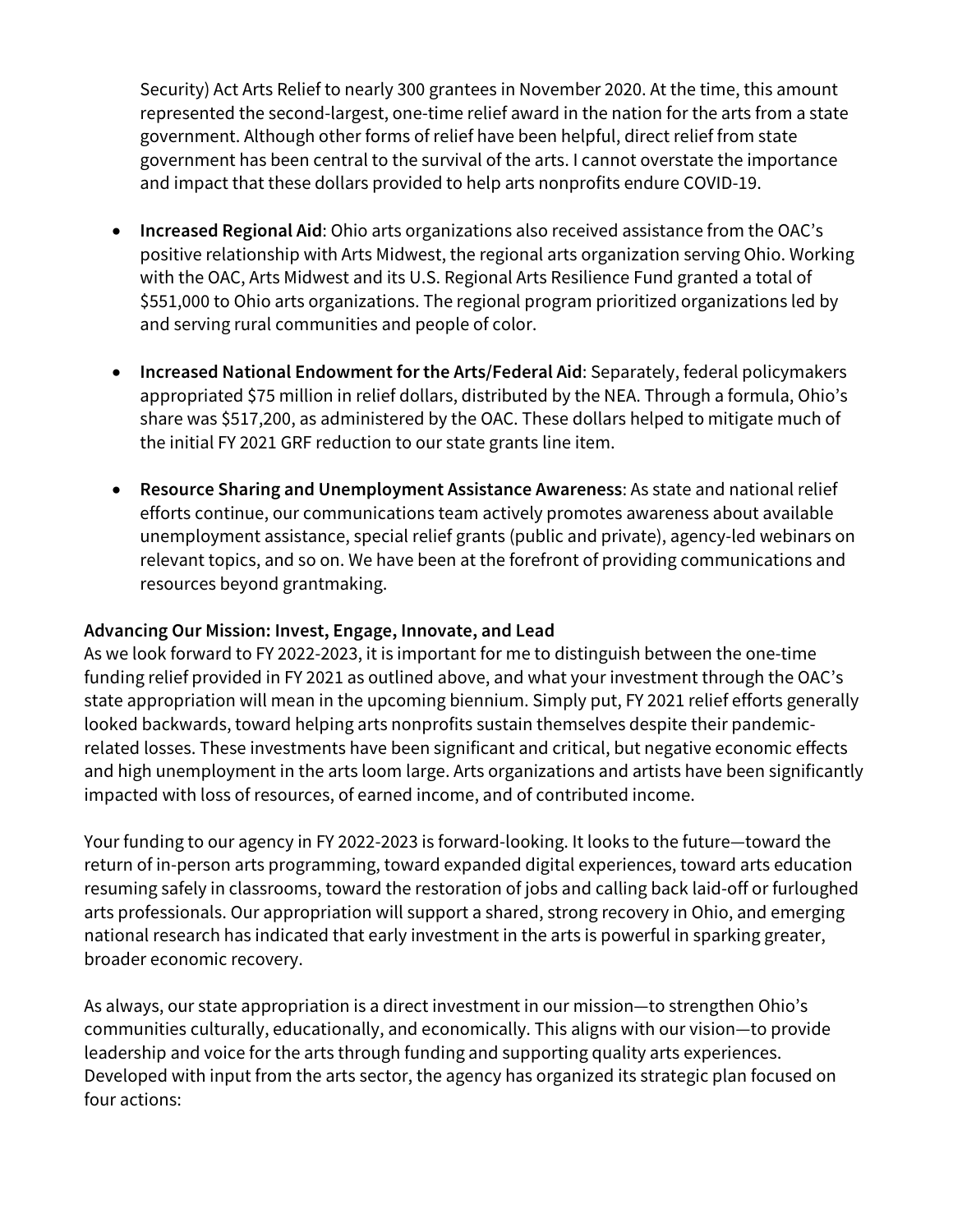Security) Act Arts Relief to nearly 300 grantees in November 2020. At the time, this amount represented the second-largest, one-time relief award in the nation for the arts from a state government. Although other forms of relief have been helpful, direct relief from state government has been central to the survival of the arts. I cannot overstate the importance and impact that these dollars provided to help arts nonprofits endure COVID-19.

- **Increased Regional Aid**: Ohio arts organizations also received assistance from the OAC's positive relationship with Arts Midwest, the regional arts organization serving Ohio. Working with the OAC, Arts Midwest and its U.S. Regional Arts Resilience Fund granted a total of $551,000 to Ohio arts organizations. The regional program prioritized organizations led by and serving rural communities and people of color.

- **Increased National Endowment for the Arts/Federal Aid**: Separately, federal policymakers appropriated $75 million in relief dollars, distributed by the NEA. Through a formula, Ohio's share was $517,200, as administered by the OAC. These dollars helped to mitigate much of the initial FY 2021 GRF reduction to our state grants line item.

- **Resource Sharing and Unemployment Assistance Awareness**: As state and national relief efforts continue, our communications team actively promotes awareness about available unemployment assistance, special relief grants (public and private), agency-led webinars on relevant topics, and so on. We have been at the forefront of providing communications and resources beyond grantmaking.

**Advancing Our Mission: Invest, Engage, Innovate, and Lead**

As we look forward to FY 2022-2023, it is important for me to distinguish between the one-time funding relief provided in FY 2021 as outlined above, and what your investment through the OAC's state appropriation will mean in the upcoming biennium. Simply put, FY 2021 relief efforts generally looked backwards, toward helping arts nonprofits sustain themselves despite their pandemic-related losses. These investments have been significant and critical, but negative economic effects and high unemployment in the arts loom large. Arts organizations and artists have been significantly impacted with loss of resources, of earned income, and of contributed income.

Your funding to our agency in FY 2022-2023 is forward-looking. It looks to the future—toward the return of in-person arts programming, toward expanded digital experiences, toward arts education resuming safely in classrooms, toward the restoration of jobs and calling back laid-off or furloughed arts professionals. Our appropriation will support a shared, strong recovery in Ohio, and emerging national research has indicated that early investment in the arts is powerful in sparking greater, broader economic recovery.

As always, our state appropriation is a direct investment in our mission—to strengthen Ohio's communities culturally, educationally, and economically. This aligns with our vision—to provide leadership and voice for the arts through funding and supporting quality arts experiences. Developed with input from the arts sector, the agency has organized its strategic plan focused on four actions: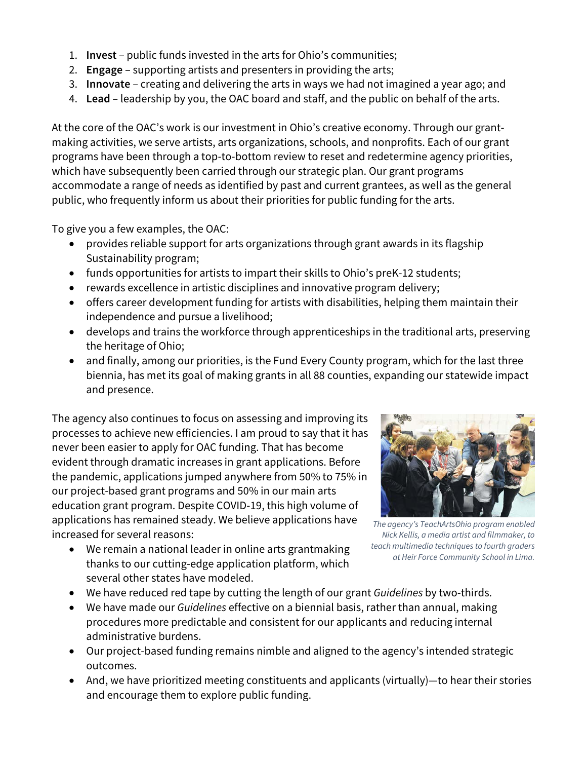1. **Invest** – public funds invested in the arts for Ohio's communities;
2. **Engage** – supporting artists and presenters in providing the arts;
3. **Innovate** – creating and delivering the arts in ways we had not imagined a year ago; and
4. **Lead** – leadership by you, the OAC board and staff, and the public on behalf of the arts.

At the core of the OAC's work is our investment in Ohio's creative economy. Through our grant-making activities, we serve artists, arts organizations, schools, and nonprofits. Each of our grant programs have been through a top-to-bottom review to reset and redetermine agency priorities, which have subsequently been carried through our strategic plan. Our grant programs accommodate a range of needs as identified by past and current grantees, as well as the general public, who frequently inform us about their priorities for public funding for the arts.

To give you a few examples, the OAC:

- provides reliable support for arts organizations through grant awards in its flagship Sustainability program;
- funds opportunities for artists to impart their skills to Ohio's preK-12 students;
- rewards excellence in artistic disciplines and innovative program delivery;
- offers career development funding for artists with disabilities, helping them maintain their independence and pursue a livelihood;
- develops and trains the workforce through apprenticeships in the traditional arts, preserving the heritage of Ohio;
- and finally, among our priorities, is the Fund Every County program, which for the last three biennia, has met its goal of making grants in all 88 counties, expanding our statewide impact and presence.

The agency also continues to focus on assessing and improving its processes to achieve new efficiencies. I am proud to say that it has never been easier to apply for OAC funding. That has become evident through dramatic increases in grant applications. Before the pandemic, applications jumped anywhere from 50% to 75% in our project-based grant programs and 50% in our main arts education grant program. Despite COVID-19, this high volume of applications has remained steady. We believe applications have increased for several reasons:

- We remain a national leader in online arts grantmaking thanks to our cutting-edge application platform, which several other states have modeled.
- We have reduced red tape by cutting the length of our grant *Guidelines* by two-thirds.
- We have made our *Guidelines* effective on a biennial basis, rather than annual, making procedures more predictable and consistent for our applicants and reducing internal administrative burdens.
- Our project-based funding remains nimble and aligned to the agency's intended strategic outcomes.
- And, we have prioritized meeting constituents and applicants (virtually)—to hear their stories and encourage them to explore public funding.

*The agency's TeachArtsOhio program enabled Nick Kellis, a media artist and filmmaker, to teach multimedia techniques to fourth graders at Heir Force Community School in Lima.*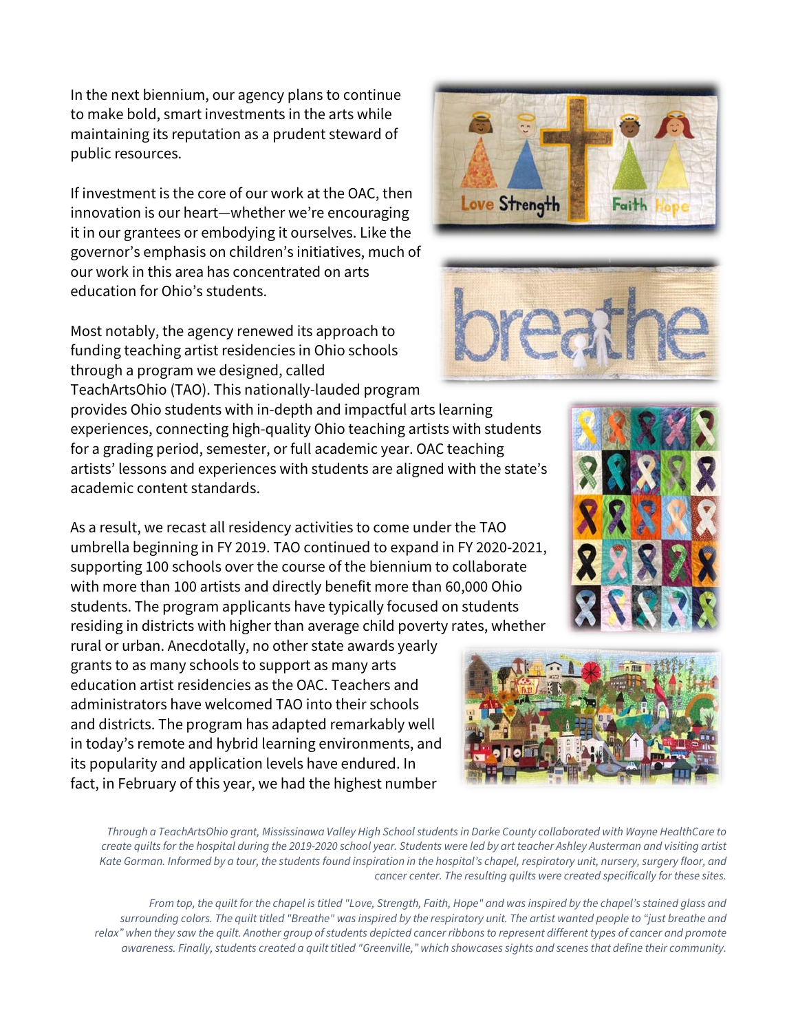In the next biennium, our agency plans to continue to make bold, smart investments in the arts while maintaining its reputation as a prudent steward of public resources.

If investment is the core of our work at the OAC, then innovation is our heart—whether we're encouraging it in our grantees or embodying it ourselves. Like the governor's emphasis on children's initiatives, much of our work in this area has concentrated on arts education for Ohio's students.

Most notably, the agency renewed its approach to funding teaching artist residencies in Ohio schools through a program we designed, called TeachArtsOhio (TAO). This nationally-lauded program provides Ohio students with in-depth and impactful arts learning experiences, connecting high-quality Ohio teaching artists with students for a grading period, semester, or full academic year. OAC teaching artists' lessons and experiences with students are aligned with the state's academic content standards.

As a result, we recast all residency activities to come under the TAO umbrella beginning in FY 2019. TAO continued to expand in FY 2020-2021, supporting 100 schools over the course of the biennium to collaborate with more than 100 artists and directly benefit more than 60,000 Ohio students. The program applicants have typically focused on students residing in districts with higher than average child poverty rates, whether rural or urban. Anecdotally, no other state awards yearly grants to as many schools to support as many arts education artist residencies as the OAC. Teachers and administrators have welcomed TAO into their schools and districts. The program has adapted remarkably well in today's remote and hybrid learning environments, and its popularity and application levels have endured. In fact, in February of this year, we had the highest number

*Through a TeachArtsOhio grant, Mississinawa Valley High School students in Darke County collaborated with Wayne HealthCare to create quilts for the hospital during the 2019-2020 school year. Students were led by art teacher Ashley Austerman and visiting artist Kate Gorman. Informed by a tour, the students found inspiration in the hospital's chapel, respiratory unit, nursery, surgery floor, and cancer center. The resulting quilts were created specifically for these sites.*

*From top, the quilt for the chapel is titled "Love, Strength, Faith, Hope" and was inspired by the chapel's stained glass and surrounding colors. The quilt titled "Breathe" was inspired by the respiratory unit. The artist wanted people to "just breathe and relax" when they saw the quilt. Another group of students depicted cancer ribbons to represent different types of cancer and promote awareness. Finally, students created a quilt titled "Greenville," which showcases sights and scenes that define their community.*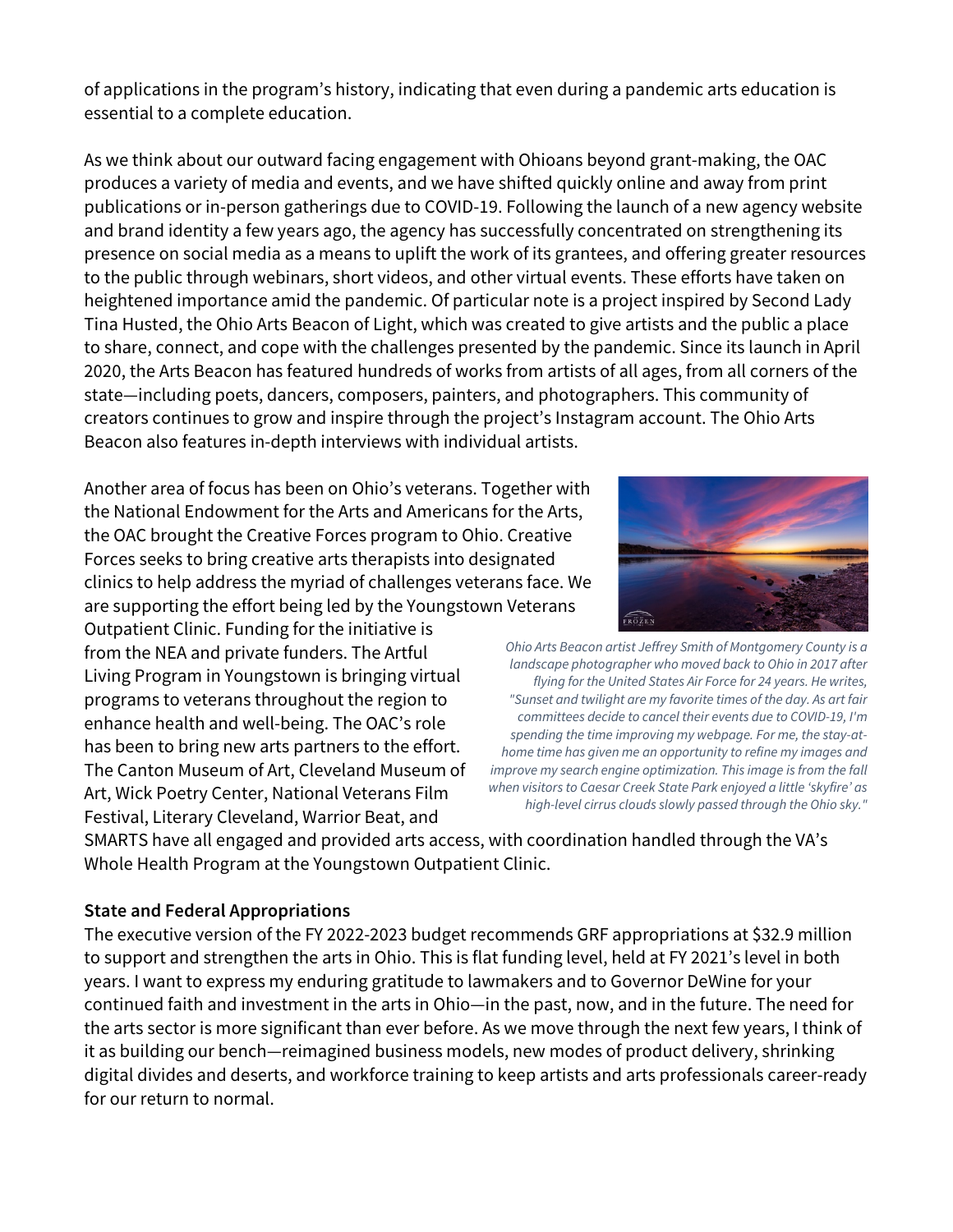of applications in the program's history, indicating that even during a pandemic arts education is essential to a complete education.

As we think about our outward facing engagement with Ohioans beyond grant-making, the OAC produces a variety of media and events, and we have shifted quickly online and away from print publications or in-person gatherings due to COVID-19. Following the launch of a new agency website and brand identity a few years ago, the agency has successfully concentrated on strengthening its presence on social media as a means to uplift the work of its grantees, and offering greater resources to the public through webinars, short videos, and other virtual events. These efforts have taken on heightened importance amid the pandemic. Of particular note is a project inspired by Second Lady Tina Husted, the Ohio Arts Beacon of Light, which was created to give artists and the public a place to share, connect, and cope with the challenges presented by the pandemic. Since its launch in April 2020, the Arts Beacon has featured hundreds of works from artists of all ages, from all corners of the state—including poets, dancers, composers, painters, and photographers. This community of creators continues to grow and inspire through the project's Instagram account. The Ohio Arts Beacon also features in-depth interviews with individual artists.

Another area of focus has been on Ohio's veterans. Together with the National Endowment for the Arts and Americans for the Arts, the OAC brought the Creative Forces program to Ohio. Creative Forces seeks to bring creative arts therapists into designated clinics to help address the myriad of challenges veterans face. We are supporting the effort being led by the Youngstown Veterans Outpatient Clinic. Funding for the initiative is from the NEA and private funders. The Artful Living Program in Youngstown is bringing virtual programs to veterans throughout the region to enhance health and well-being. The OAC's role has been to bring new arts partners to the effort. The Canton Museum of Art, Cleveland Museum of Art, Wick Poetry Center, National Veterans Film Festival, Literary Cleveland, Warrior Beat, and SMARTS have all engaged and provided arts access, with coordination handled through the VA's Whole Health Program at the Youngstown Outpatient Clinic.

*Ohio Arts Beacon artist Jeffrey Smith of Montgomery County is a landscape photographer who moved back to Ohio in 2017 after flying for the United States Air Force for 24 years. He writes, "Sunset and twilight are my favorite times of the day. As art fair committees decide to cancel their events due to COVID-19, I'm spending the time improving my webpage. For me, the stay-at-home time has given me an opportunity to refine my images and improve my search engine optimization. This image is from the fall when visitors to Caesar Creek State Park enjoyed a little 'skyfire' as high-level cirrus clouds slowly passed through the Ohio sky."*

### State and Federal Appropriations

The executive version of the FY 2022-2023 budget recommends GRF appropriations at $32.9 million to support and strengthen the arts in Ohio. This is flat funding level, held at FY 2021's level in both years. I want to express my enduring gratitude to lawmakers and to Governor DeWine for your continued faith and investment in the arts in Ohio—in the past, now, and in the future. The need for the arts sector is more significant than ever before. As we move through the next few years, I think of it as building our bench—reimagined business models, new modes of product delivery, shrinking digital divides and deserts, and workforce training to keep artists and arts professionals career-ready for our return to normal.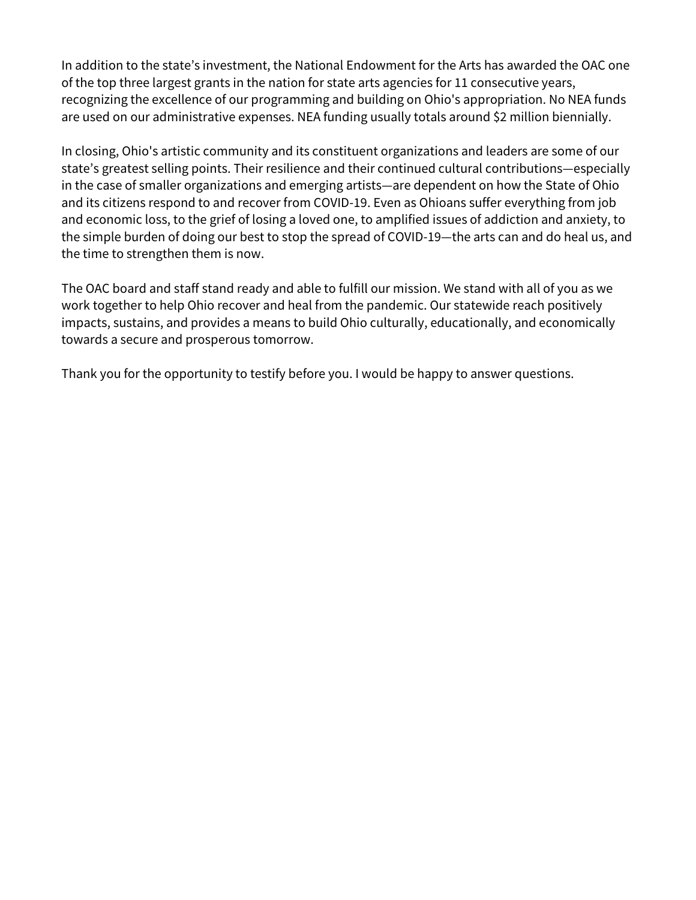In addition to the state's investment, the National Endowment for the Arts has awarded the OAC one of the top three largest grants in the nation for state arts agencies for 11 consecutive years, recognizing the excellence of our programming and building on Ohio's appropriation. No NEA funds are used on our administrative expenses. NEA funding usually totals around $2 million biennially.

In closing, Ohio's artistic community and its constituent organizations and leaders are some of our state's greatest selling points. Their resilience and their continued cultural contributions—especially in the case of smaller organizations and emerging artists—are dependent on how the State of Ohio and its citizens respond to and recover from COVID-19. Even as Ohioans suffer everything from job and economic loss, to the grief of losing a loved one, to amplified issues of addiction and anxiety, to the simple burden of doing our best to stop the spread of COVID-19—the arts can and do heal us, and the time to strengthen them is now.

The OAC board and staff stand ready and able to fulfill our mission. We stand with all of you as we work together to help Ohio recover and heal from the pandemic. Our statewide reach positively impacts, sustains, and provides a means to build Ohio culturally, educationally, and economically towards a secure and prosperous tomorrow.

Thank you for the opportunity to testify before you. I would be happy to answer questions.